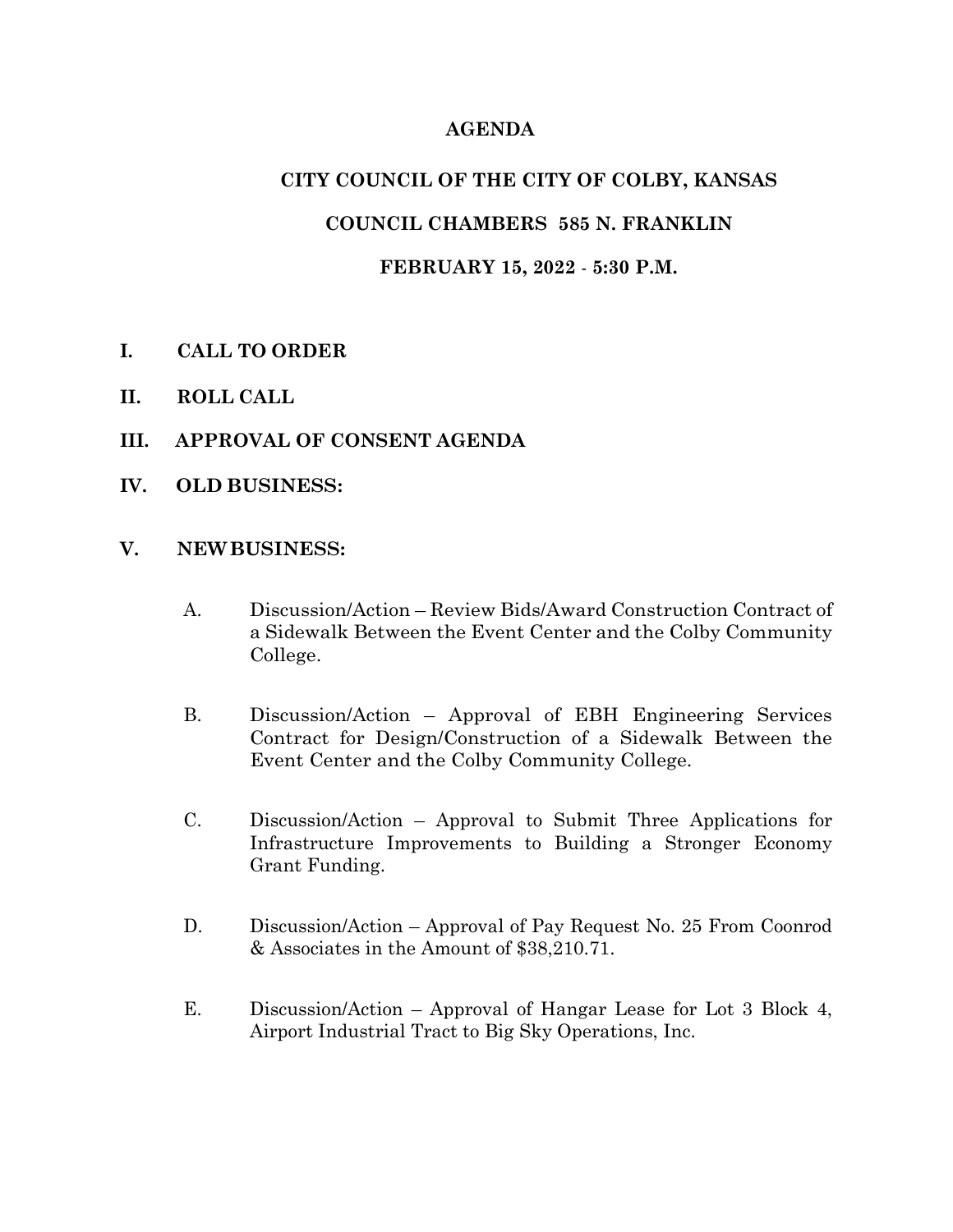# AGENDA

## CITY COUNCIL OF THE CITY OF COLBY, KANSAS

## COUNCIL CHAMBERS 585 N. FRANKLIN

## FEBRUARY 15, 2022 - 5:30 P.M.

**I. CALL TO ORDER**

**II. ROLL CALL**

**III. APPROVAL OF CONSENT AGENDA**

**IV. OLD BUSINESS:**

**V. NEW BUSINESS:**

A. Discussion/Action – Review Bids/Award Construction Contract of a Sidewalk Between the Event Center and the Colby Community College.

B. Discussion/Action – Approval of EBH Engineering Services Contract for Design/Construction of a Sidewalk Between the Event Center and the Colby Community College.

C. Discussion/Action – Approval to Submit Three Applications for Infrastructure Improvements to Building a Stronger Economy Grant Funding.

D. Discussion/Action – Approval of Pay Request No. 25 From Coonrod & Associates in the Amount of $38,210.71.

E. Discussion/Action – Approval of Hangar Lease for Lot 3 Block 4, Airport Industrial Tract to Big Sky Operations, Inc.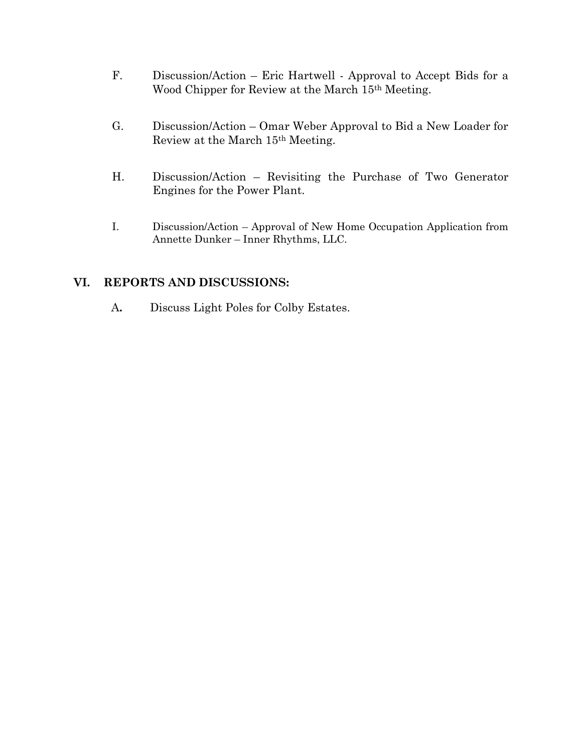F. Discussion/Action – Eric Hartwell - Approval to Accept Bids for a Wood Chipper for Review at the March 15th Meeting.

G. Discussion/Action – Omar Weber Approval to Bid a New Loader for Review at the March 15th Meeting.

H. Discussion/Action – Revisiting the Purchase of Two Generator Engines for the Power Plant.

I. Discussion/Action – Approval of New Home Occupation Application from Annette Dunker – Inner Rhythms, LLC.

## VI. REPORTS AND DISCUSSIONS:

A**.** Discuss Light Poles for Colby Estates.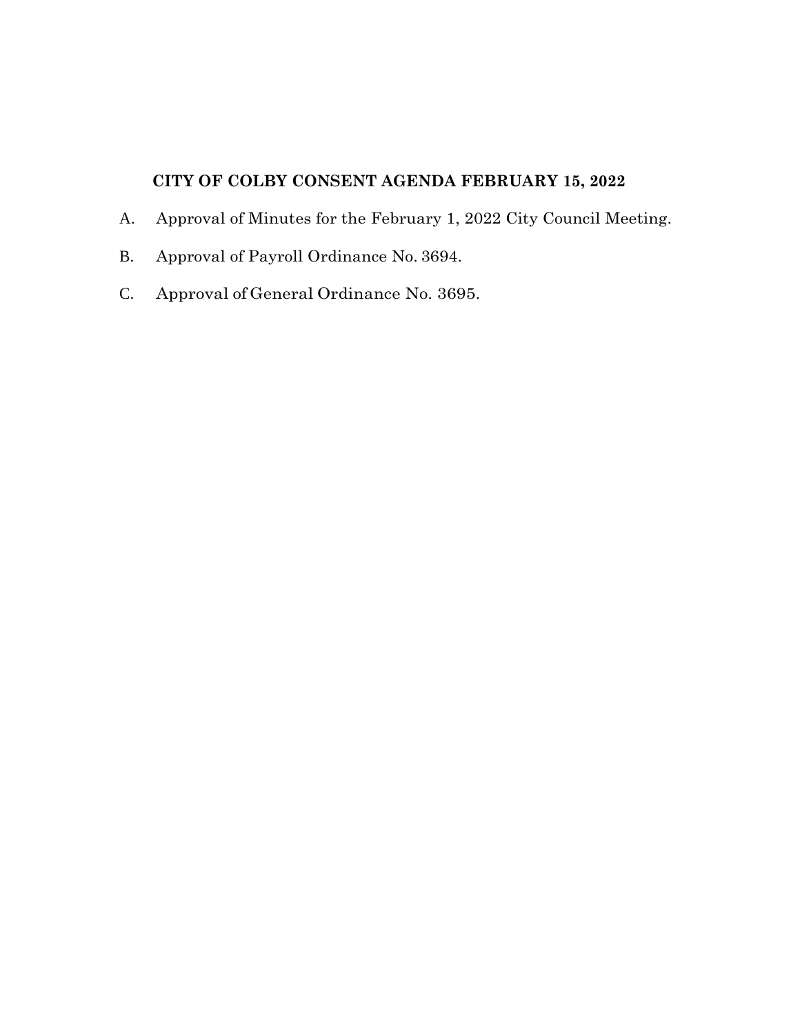# CITY OF COLBY CONSENT AGENDA FEBRUARY 15, 2022

A. Approval of Minutes for the February 1, 2022 City Council Meeting.

B. Approval of Payroll Ordinance No. 3694.

C. Approval of General Ordinance No. 3695.